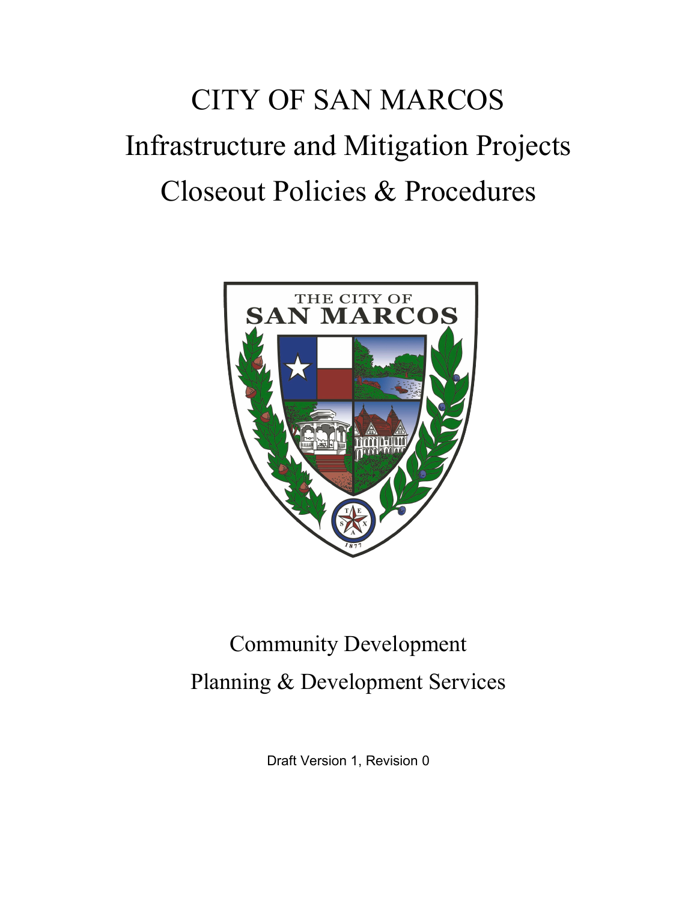# CITY OF SAN MARCOS
# Infrastructure and Mitigation Projects
# Closeout Policies & Procedures

Community Development

Planning & Development Services

Draft Version 1, Revision 0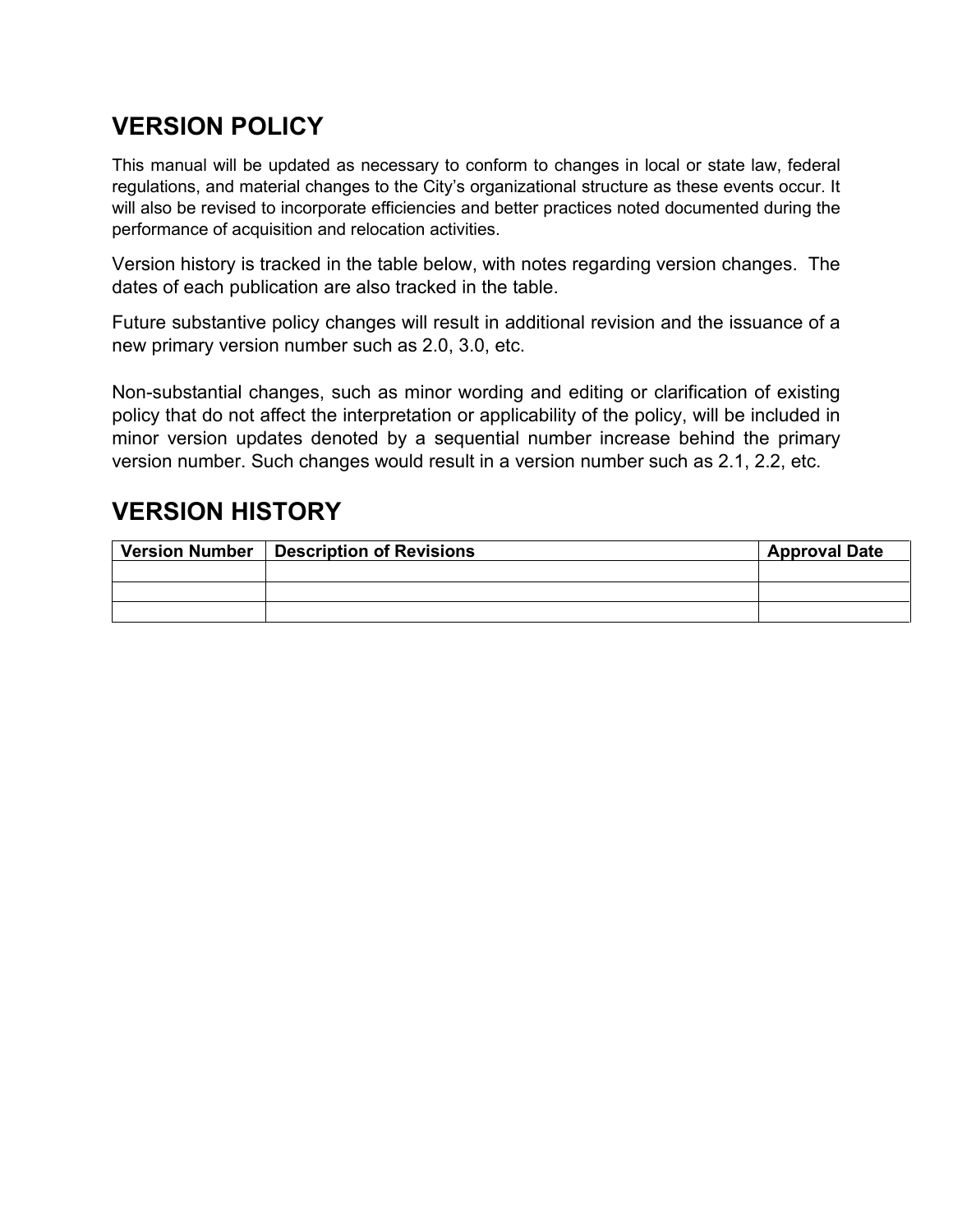# VERSION POLICY

This manual will be updated as necessary to conform to changes in local or state law, federal regulations, and material changes to the City's organizational structure as these events occur. It will also be revised to incorporate efficiencies and better practices noted documented during the performance of acquisition and relocation activities.

Version history is tracked in the table below, with notes regarding version changes. The dates of each publication are also tracked in the table.

Future substantive policy changes will result in additional revision and the issuance of a new primary version number such as 2.0, 3.0, etc.

Non-substantial changes, such as minor wording and editing or clarification of existing policy that do not affect the interpretation or applicability of the policy, will be included in minor version updates denoted by a sequential number increase behind the primary version number. Such changes would result in a version number such as 2.1, 2.2, etc.

# VERSION HISTORY

| Version Number | Description of Revisions | Approval Date |
|---|---|---|
| | | |
| | | |
| | | |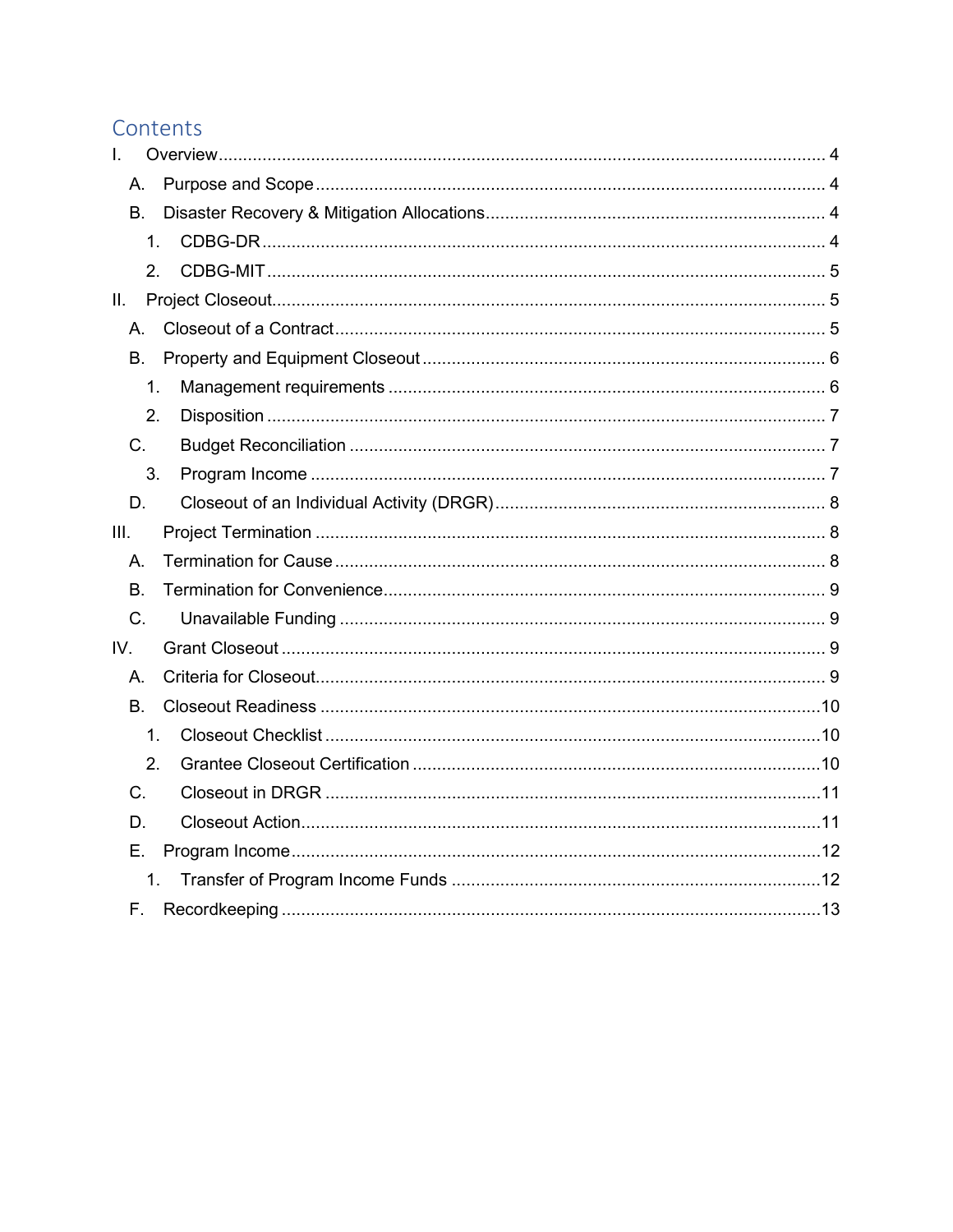# Contents

- I. Overview ........ 4
  - A. Purpose and Scope ........ 4
  - B. Disaster Recovery & Mitigation Allocations ........ 4
    - 1. CDBG-DR ........ 4
    - 2. CDBG-MIT ........ 5
- II. Project Closeout ........ 5
  - A. Closeout of a Contract ........ 5
  - B. Property and Equipment Closeout ........ 6
    - 1. Management requirements ........ 6
    - 2. Disposition ........ 7
  - C. Budget Reconciliation ........ 7
    - 3. Program Income ........ 7
  - D. Closeout of an Individual Activity (DRGR) ........ 8
- III. Project Termination ........ 8
  - A. Termination for Cause ........ 8
  - B. Termination for Convenience ........ 9
  - C. Unavailable Funding ........ 9
- IV. Grant Closeout ........ 9
  - A. Criteria for Closeout ........ 9
  - B. Closeout Readiness ........ 10
    - 1. Closeout Checklist ........ 10
    - 2. Grantee Closeout Certification ........ 10
  - C. Closeout in DRGR ........ 11
  - D. Closeout Action ........ 11
  - E. Program Income ........ 12
    - 1. Transfer of Program Income Funds ........ 12
  - F. Recordkeeping ........ 13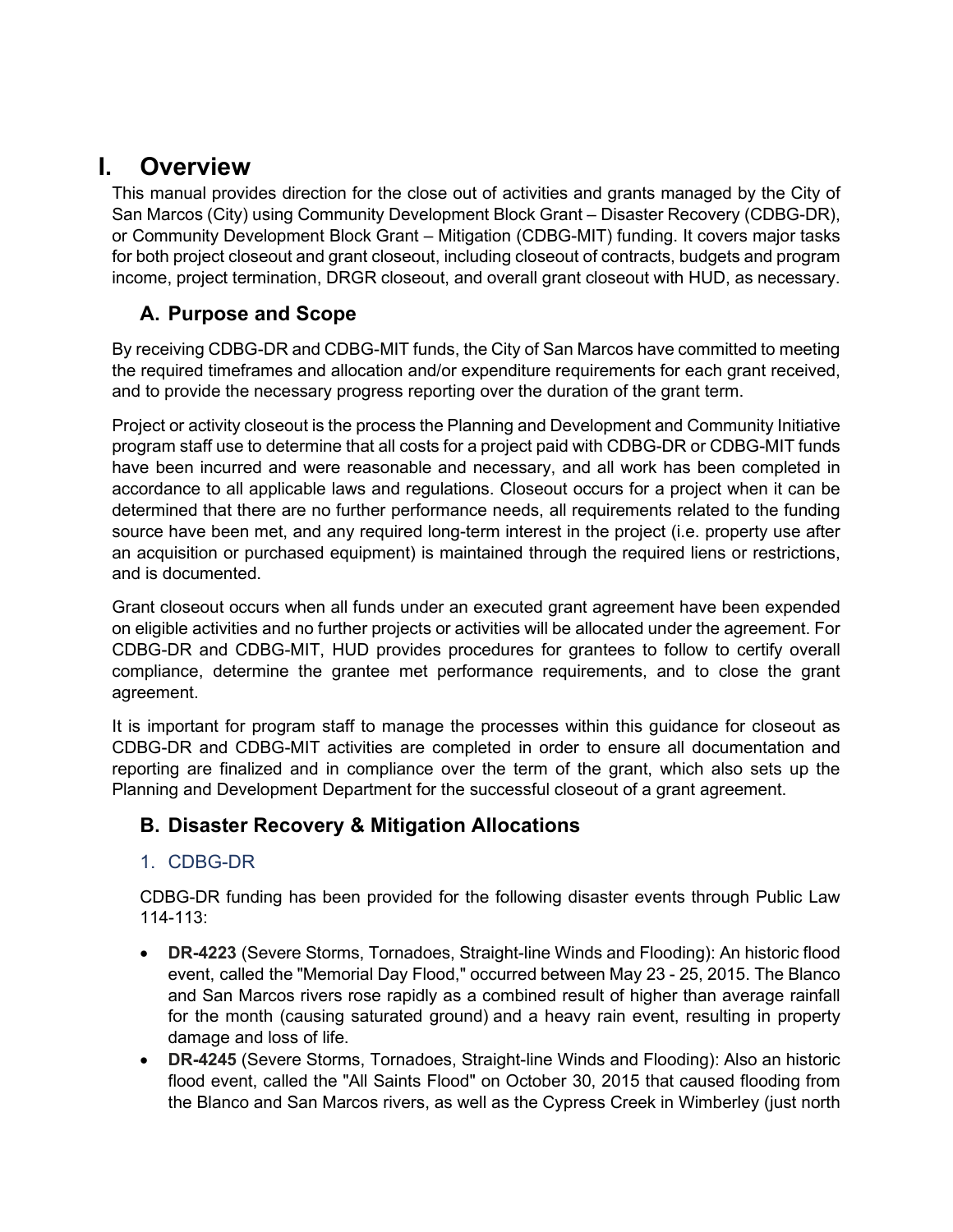# I. Overview

This manual provides direction for the close out of activities and grants managed by the City of San Marcos (City) using Community Development Block Grant – Disaster Recovery (CDBG-DR), or Community Development Block Grant – Mitigation (CDBG-MIT) funding. It covers major tasks for both project closeout and grant closeout, including closeout of contracts, budgets and program income, project termination, DRGR closeout, and overall grant closeout with HUD, as necessary.

## A. Purpose and Scope

By receiving CDBG-DR and CDBG-MIT funds, the City of San Marcos have committed to meeting the required timeframes and allocation and/or expenditure requirements for each grant received, and to provide the necessary progress reporting over the duration of the grant term.

Project or activity closeout is the process the Planning and Development and Community Initiative program staff use to determine that all costs for a project paid with CDBG-DR or CDBG-MIT funds have been incurred and were reasonable and necessary, and all work has been completed in accordance to all applicable laws and regulations. Closeout occurs for a project when it can be determined that there are no further performance needs, all requirements related to the funding source have been met, and any required long-term interest in the project (i.e. property use after an acquisition or purchased equipment) is maintained through the required liens or restrictions, and is documented.

Grant closeout occurs when all funds under an executed grant agreement have been expended on eligible activities and no further projects or activities will be allocated under the agreement. For CDBG-DR and CDBG-MIT, HUD provides procedures for grantees to follow to certify overall compliance, determine the grantee met performance requirements, and to close the grant agreement.

It is important for program staff to manage the processes within this guidance for closeout as CDBG-DR and CDBG-MIT activities are completed in order to ensure all documentation and reporting are finalized and in compliance over the term of the grant, which also sets up the Planning and Development Department for the successful closeout of a grant agreement.

## B. Disaster Recovery & Mitigation Allocations

### 1. CDBG-DR

CDBG-DR funding has been provided for the following disaster events through Public Law 114-113:

- **DR-4223** (Severe Storms, Tornadoes, Straight-line Winds and Flooding): An historic flood event, called the "Memorial Day Flood," occurred between May 23 - 25, 2015. The Blanco and San Marcos rivers rose rapidly as a combined result of higher than average rainfall for the month (causing saturated ground) and a heavy rain event, resulting in property damage and loss of life.
- **DR-4245** (Severe Storms, Tornadoes, Straight-line Winds and Flooding): Also an historic flood event, called the "All Saints Flood" on October 30, 2015 that caused flooding from the Blanco and San Marcos rivers, as well as the Cypress Creek in Wimberley (just north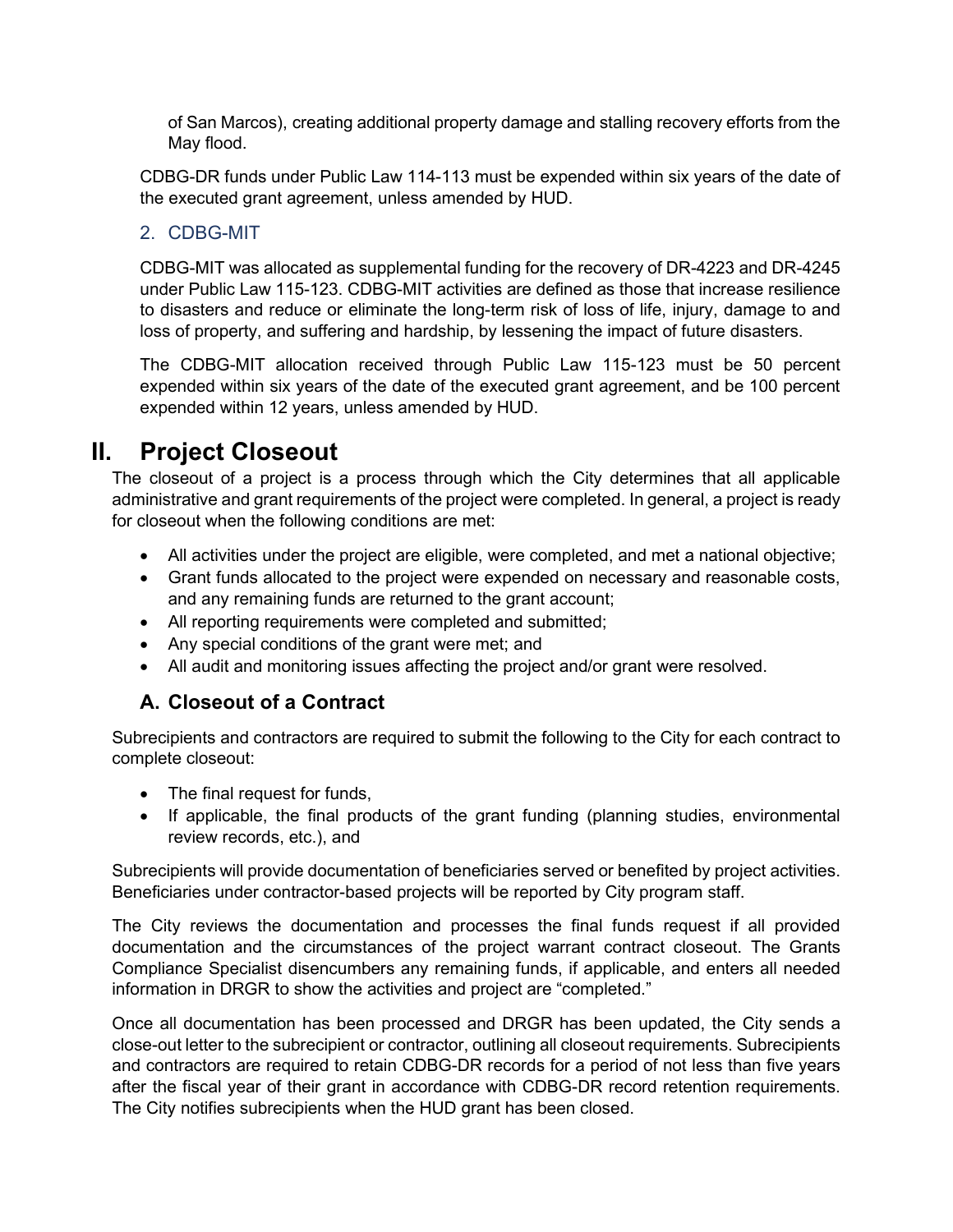of San Marcos), creating additional property damage and stalling recovery efforts from the May flood.

CDBG-DR funds under Public Law 114-113 must be expended within six years of the date of the executed grant agreement, unless amended by HUD.

### 2. CDBG-MIT

CDBG-MIT was allocated as supplemental funding for the recovery of DR-4223 and DR-4245 under Public Law 115-123. CDBG-MIT activities are defined as those that increase resilience to disasters and reduce or eliminate the long-term risk of loss of life, injury, damage to and loss of property, and suffering and hardship, by lessening the impact of future disasters.

The CDBG-MIT allocation received through Public Law 115-123 must be 50 percent expended within six years of the date of the executed grant agreement, and be 100 percent expended within 12 years, unless amended by HUD.

# II. Project Closeout

The closeout of a project is a process through which the City determines that all applicable administrative and grant requirements of the project were completed. In general, a project is ready for closeout when the following conditions are met:

- All activities under the project are eligible, were completed, and met a national objective;
- Grant funds allocated to the project were expended on necessary and reasonable costs, and any remaining funds are returned to the grant account;
- All reporting requirements were completed and submitted;
- Any special conditions of the grant were met; and
- All audit and monitoring issues affecting the project and/or grant were resolved.

## A. Closeout of a Contract

Subrecipients and contractors are required to submit the following to the City for each contract to complete closeout:

- The final request for funds,
- If applicable, the final products of the grant funding (planning studies, environmental review records, etc.), and

Subrecipients will provide documentation of beneficiaries served or benefited by project activities. Beneficiaries under contractor-based projects will be reported by City program staff.

The City reviews the documentation and processes the final funds request if all provided documentation and the circumstances of the project warrant contract closeout. The Grants Compliance Specialist disencumbers any remaining funds, if applicable, and enters all needed information in DRGR to show the activities and project are "completed."

Once all documentation has been processed and DRGR has been updated, the City sends a close-out letter to the subrecipient or contractor, outlining all closeout requirements. Subrecipients and contractors are required to retain CDBG-DR records for a period of not less than five years after the fiscal year of their grant in accordance with CDBG-DR record retention requirements. The City notifies subrecipients when the HUD grant has been closed.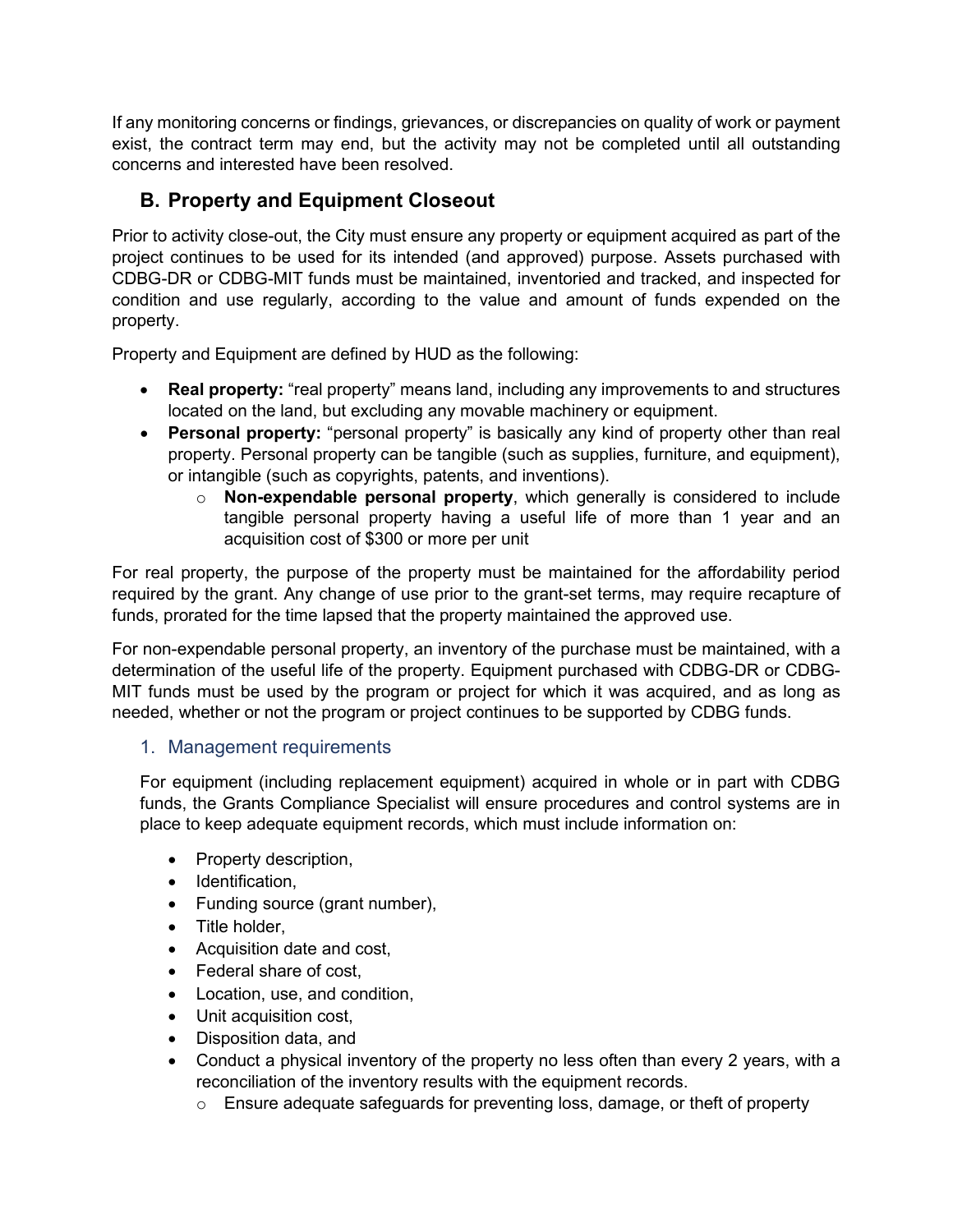If any monitoring concerns or findings, grievances, or discrepancies on quality of work or payment exist, the contract term may end, but the activity may not be completed until all outstanding concerns and interested have been resolved.

## B. Property and Equipment Closeout

Prior to activity close-out, the City must ensure any property or equipment acquired as part of the project continues to be used for its intended (and approved) purpose. Assets purchased with CDBG-DR or CDBG-MIT funds must be maintained, inventoried and tracked, and inspected for condition and use regularly, according to the value and amount of funds expended on the property.

Property and Equipment are defined by HUD as the following:

- **Real property:** "real property" means land, including any improvements to and structures located on the land, but excluding any movable machinery or equipment.
- **Personal property:** "personal property" is basically any kind of property other than real property. Personal property can be tangible (such as supplies, furniture, and equipment), or intangible (such as copyrights, patents, and inventions).
  - **Non-expendable personal property**, which generally is considered to include tangible personal property having a useful life of more than 1 year and an acquisition cost of $300 or more per unit

For real property, the purpose of the property must be maintained for the affordability period required by the grant. Any change of use prior to the grant-set terms, may require recapture of funds, prorated for the time lapsed that the property maintained the approved use.

For non-expendable personal property, an inventory of the purchase must be maintained, with a determination of the useful life of the property. Equipment purchased with CDBG-DR or CDBG-MIT funds must be used by the program or project for which it was acquired, and as long as needed, whether or not the program or project continues to be supported by CDBG funds.

### 1. Management requirements

For equipment (including replacement equipment) acquired in whole or in part with CDBG funds, the Grants Compliance Specialist will ensure procedures and control systems are in place to keep adequate equipment records, which must include information on:

- Property description,
- Identification,
- Funding source (grant number),
- Title holder,
- Acquisition date and cost,
- Federal share of cost,
- Location, use, and condition,
- Unit acquisition cost,
- Disposition data, and
- Conduct a physical inventory of the property no less often than every 2 years, with a reconciliation of the inventory results with the equipment records.
  - Ensure adequate safeguards for preventing loss, damage, or theft of property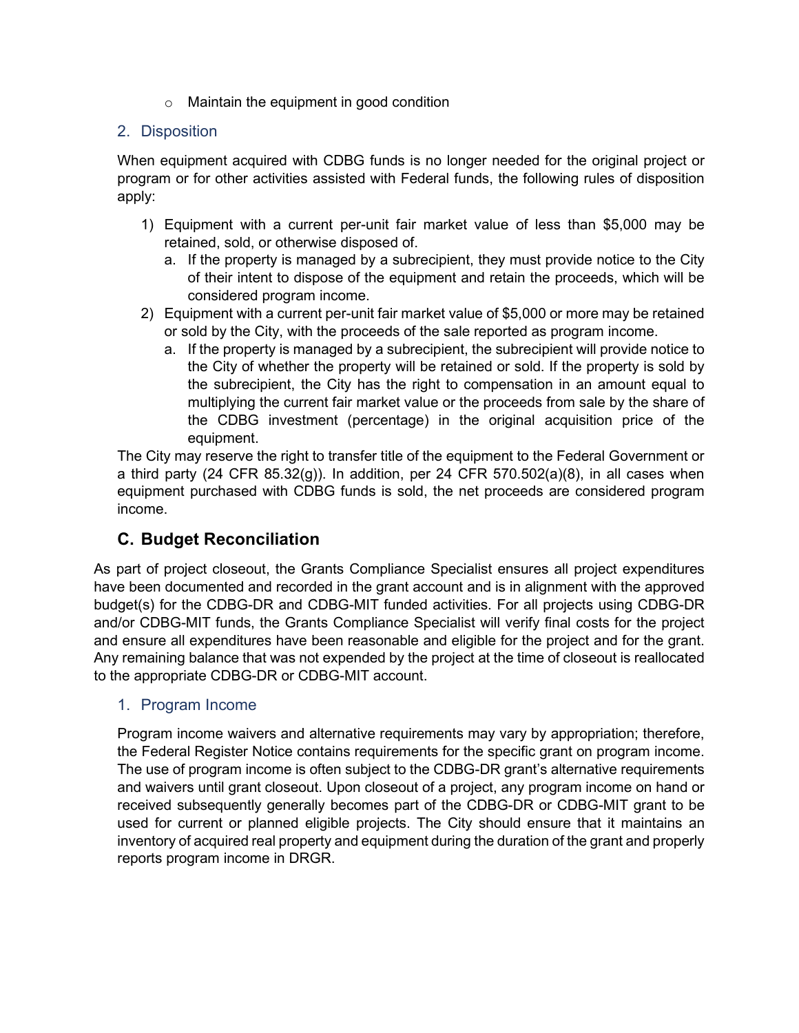- Maintain the equipment in good condition

### 2. Disposition

When equipment acquired with CDBG funds is no longer needed for the original project or program or for other activities assisted with Federal funds, the following rules of disposition apply:

1) Equipment with a current per-unit fair market value of less than $5,000 may be retained, sold, or otherwise disposed of.
   a. If the property is managed by a subrecipient, they must provide notice to the City of their intent to dispose of the equipment and retain the proceeds, which will be considered program income.
2) Equipment with a current per-unit fair market value of $5,000 or more may be retained or sold by the City, with the proceeds of the sale reported as program income.
   a. If the property is managed by a subrecipient, the subrecipient will provide notice to the City of whether the property will be retained or sold. If the property is sold by the subrecipient, the City has the right to compensation in an amount equal to multiplying the current fair market value or the proceeds from sale by the share of the CDBG investment (percentage) in the original acquisition price of the equipment.

The City may reserve the right to transfer title of the equipment to the Federal Government or a third party (24 CFR 85.32(g)). In addition, per 24 CFR 570.502(a)(8), in all cases when equipment purchased with CDBG funds is sold, the net proceeds are considered program income.

## C. Budget Reconciliation

As part of project closeout, the Grants Compliance Specialist ensures all project expenditures have been documented and recorded in the grant account and is in alignment with the approved budget(s) for the CDBG-DR and CDBG-MIT funded activities. For all projects using CDBG-DR and/or CDBG-MIT funds, the Grants Compliance Specialist will verify final costs for the project and ensure all expenditures have been reasonable and eligible for the project and for the grant. Any remaining balance that was not expended by the project at the time of closeout is reallocated to the appropriate CDBG-DR or CDBG-MIT account.

### 1. Program Income

Program income waivers and alternative requirements may vary by appropriation; therefore, the Federal Register Notice contains requirements for the specific grant on program income. The use of program income is often subject to the CDBG-DR grant's alternative requirements and waivers until grant closeout. Upon closeout of a project, any program income on hand or received subsequently generally becomes part of the CDBG-DR or CDBG-MIT grant to be used for current or planned eligible projects. The City should ensure that it maintains an inventory of acquired real property and equipment during the duration of the grant and properly reports program income in DRGR.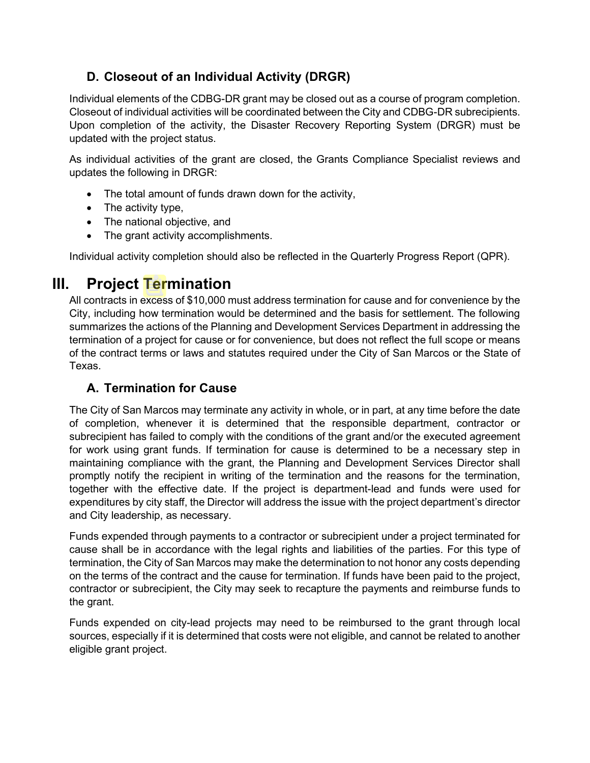### D. Closeout of an Individual Activity (DRGR)

Individual elements of the CDBG-DR grant may be closed out as a course of program completion. Closeout of individual activities will be coordinated between the City and CDBG-DR subrecipients. Upon completion of the activity, the Disaster Recovery Reporting System (DRGR) must be updated with the project status.

As individual activities of the grant are closed, the Grants Compliance Specialist reviews and updates the following in DRGR:

- The total amount of funds drawn down for the activity,
- The activity type,
- The national objective, and
- The grant activity accomplishments.

Individual activity completion should also be reflected in the Quarterly Progress Report (QPR).

## III. Project Termination

All contracts in excess of $10,000 must address termination for cause and for convenience by the City, including how termination would be determined and the basis for settlement. The following summarizes the actions of the Planning and Development Services Department in addressing the termination of a project for cause or for convenience, but does not reflect the full scope or means of the contract terms or laws and statutes required under the City of San Marcos or the State of Texas.

### A. Termination for Cause

The City of San Marcos may terminate any activity in whole, or in part, at any time before the date of completion, whenever it is determined that the responsible department, contractor or subrecipient has failed to comply with the conditions of the grant and/or the executed agreement for work using grant funds. If termination for cause is determined to be a necessary step in maintaining compliance with the grant, the Planning and Development Services Director shall promptly notify the recipient in writing of the termination and the reasons for the termination, together with the effective date. If the project is department-lead and funds were used for expenditures by city staff, the Director will address the issue with the project department's director and City leadership, as necessary.

Funds expended through payments to a contractor or subrecipient under a project terminated for cause shall be in accordance with the legal rights and liabilities of the parties. For this type of termination, the City of San Marcos may make the determination to not honor any costs depending on the terms of the contract and the cause for termination. If funds have been paid to the project, contractor or subrecipient, the City may seek to recapture the payments and reimburse funds to the grant.

Funds expended on city-lead projects may need to be reimbursed to the grant through local sources, especially if it is determined that costs were not eligible, and cannot be related to another eligible grant project.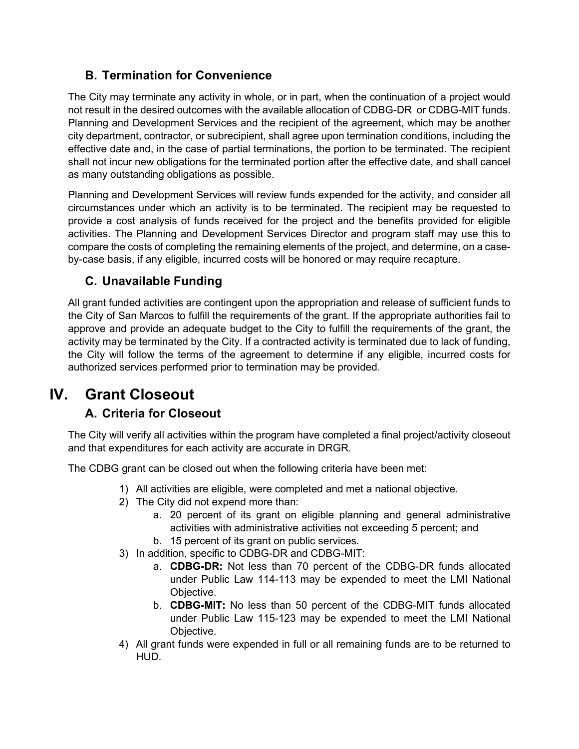### B. Termination for Convenience

The City may terminate any activity in whole, or in part, when the continuation of a project would not result in the desired outcomes with the available allocation of CDBG-DR or CDBG-MIT funds. Planning and Development Services and the recipient of the agreement, which may be another city department, contractor, or subrecipient, shall agree upon termination conditions, including the effective date and, in the case of partial terminations, the portion to be terminated. The recipient shall not incur new obligations for the terminated portion after the effective date, and shall cancel as many outstanding obligations as possible.

Planning and Development Services will review funds expended for the activity, and consider all circumstances under which an activity is to be terminated. The recipient may be requested to provide a cost analysis of funds received for the project and the benefits provided for eligible activities. The Planning and Development Services Director and program staff may use this to compare the costs of completing the remaining elements of the project, and determine, on a case-by-case basis, if any eligible, incurred costs will be honored or may require recapture.

### C. Unavailable Funding

All grant funded activities are contingent upon the appropriation and release of sufficient funds to the City of San Marcos to fulfill the requirements of the grant. If the appropriate authorities fail to approve and provide an adequate budget to the City to fulfill the requirements of the grant, the activity may be terminated by the City. If a contracted activity is terminated due to lack of funding, the City will follow the terms of the agreement to determine if any eligible, incurred costs for authorized services performed prior to termination may be provided.

## IV. Grant Closeout

### A. Criteria for Closeout

The City will verify all activities within the program have completed a final project/activity closeout and that expenditures for each activity are accurate in DRGR.

The CDBG grant can be closed out when the following criteria have been met:

1) All activities are eligible, were completed and met a national objective.
2) The City did not expend more than:
    a. 20 percent of its grant on eligible planning and general administrative activities with administrative activities not exceeding 5 percent; and
    b. 15 percent of its grant on public services.
3) In addition, specific to CDBG-DR and CDBG-MIT:
    a. **CDBG-DR:** Not less than 70 percent of the CDBG-DR funds allocated under Public Law 114-113 may be expended to meet the LMI National Objective.
    b. **CDBG-MIT:** No less than 50 percent of the CDBG-MIT funds allocated under Public Law 115-123 may be expended to meet the LMI National Objective.
4) All grant funds were expended in full or all remaining funds are to be returned to HUD.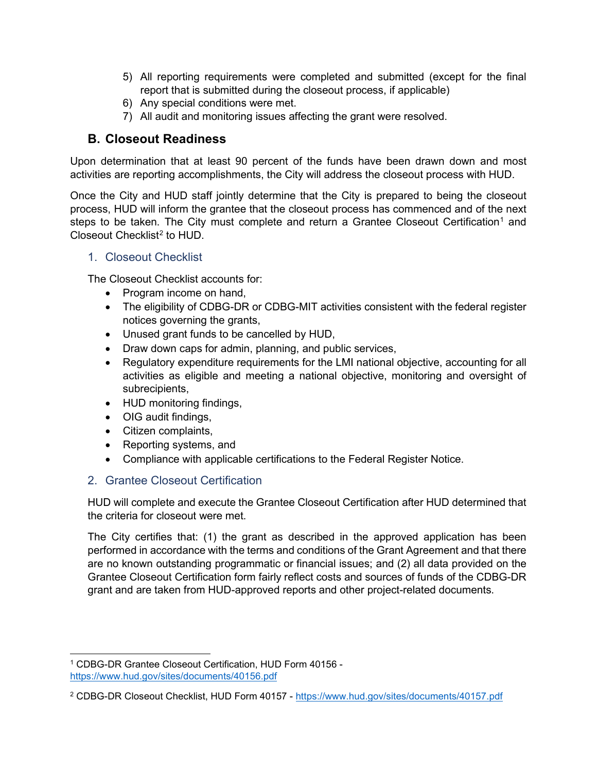5) All reporting requirements were completed and submitted (except for the final report that is submitted during the closeout process, if applicable)
6) Any special conditions were met.
7) All audit and monitoring issues affecting the grant were resolved.

## B. Closeout Readiness

Upon determination that at least 90 percent of the funds have been drawn down and most activities are reporting accomplishments, the City will address the closeout process with HUD.

Once the City and HUD staff jointly determine that the City is prepared to being the closeout process, HUD will inform the grantee that the closeout process has commenced and of the next steps to be taken. The City must complete and return a Grantee Closeout Certification[1] and Closeout Checklist[2] to HUD.

### 1. Closeout Checklist

The Closeout Checklist accounts for:

- Program income on hand,
- The eligibility of CDBG-DR or CDBG-MIT activities consistent with the federal register notices governing the grants,
- Unused grant funds to be cancelled by HUD,
- Draw down caps for admin, planning, and public services,
- Regulatory expenditure requirements for the LMI national objective, accounting for all activities as eligible and meeting a national objective, monitoring and oversight of subrecipients,
- HUD monitoring findings,
- OIG audit findings,
- Citizen complaints,
- Reporting systems, and
- Compliance with applicable certifications to the Federal Register Notice.

### 2. Grantee Closeout Certification

HUD will complete and execute the Grantee Closeout Certification after HUD determined that the criteria for closeout were met.

The City certifies that: (1) the grant as described in the approved application has been performed in accordance with the terms and conditions of the Grant Agreement and that there are no known outstanding programmatic or financial issues; and (2) all data provided on the Grantee Closeout Certification form fairly reflect costs and sources of funds of the CDBG-DR grant and are taken from HUD-approved reports and other project-related documents.

---

[1] CDBG-DR Grantee Closeout Certification, HUD Form 40156 - https://www.hud.gov/sites/documents/40156.pdf

[2] CDBG-DR Closeout Checklist, HUD Form 40157 - https://www.hud.gov/sites/documents/40157.pdf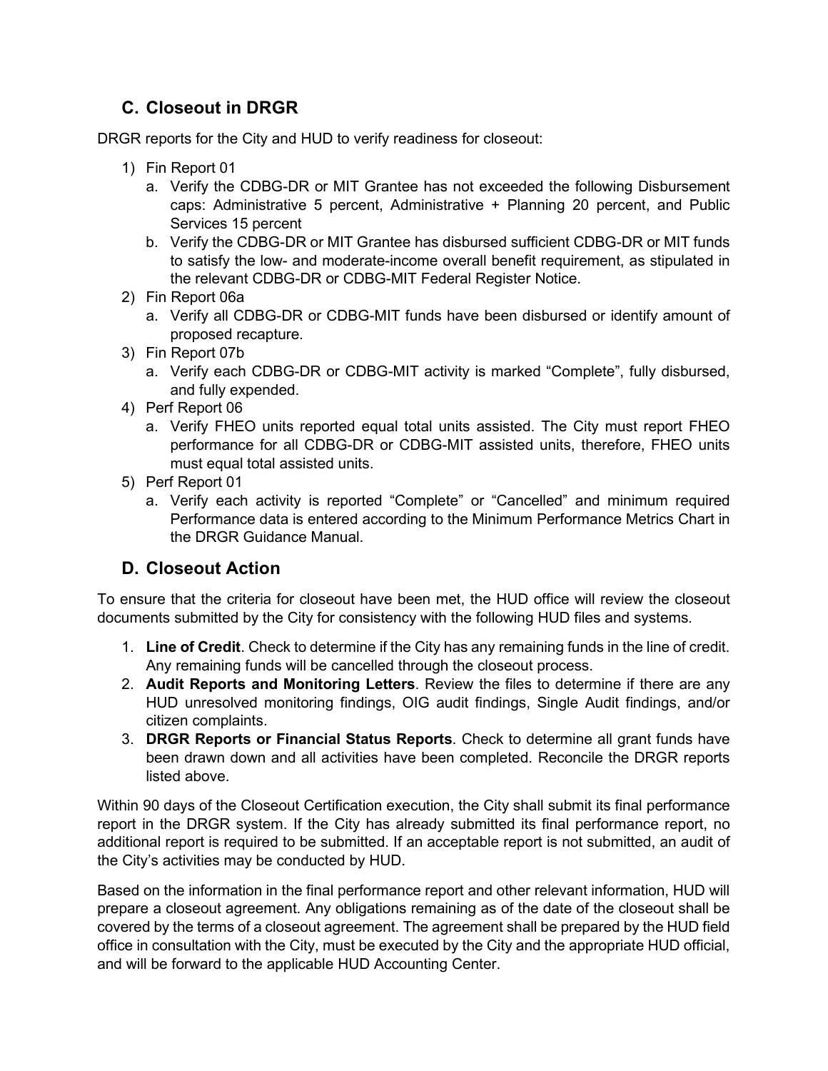## C. Closeout in DRGR

DRGR reports for the City and HUD to verify readiness for closeout:

1) Fin Report 01
   a. Verify the CDBG-DR or MIT Grantee has not exceeded the following Disbursement caps: Administrative 5 percent, Administrative + Planning 20 percent, and Public Services 15 percent
   b. Verify the CDBG-DR or MIT Grantee has disbursed sufficient CDBG-DR or MIT funds to satisfy the low- and moderate-income overall benefit requirement, as stipulated in the relevant CDBG-DR or CDBG-MIT Federal Register Notice.
2) Fin Report 06a
   a. Verify all CDBG-DR or CDBG-MIT funds have been disbursed or identify amount of proposed recapture.
3) Fin Report 07b
   a. Verify each CDBG-DR or CDBG-MIT activity is marked "Complete", fully disbursed, and fully expended.
4) Perf Report 06
   a. Verify FHEO units reported equal total units assisted. The City must report FHEO performance for all CDBG-DR or CDBG-MIT assisted units, therefore, FHEO units must equal total assisted units.
5) Perf Report 01
   a. Verify each activity is reported "Complete" or "Cancelled" and minimum required Performance data is entered according to the Minimum Performance Metrics Chart in the DRGR Guidance Manual.

## D. Closeout Action

To ensure that the criteria for closeout have been met, the HUD office will review the closeout documents submitted by the City for consistency with the following HUD files and systems.

1. **Line of Credit**. Check to determine if the City has any remaining funds in the line of credit. Any remaining funds will be cancelled through the closeout process.
2. **Audit Reports and Monitoring Letters**. Review the files to determine if there are any HUD unresolved monitoring findings, OIG audit findings, Single Audit findings, and/or citizen complaints.
3. **DRGR Reports or Financial Status Reports**. Check to determine all grant funds have been drawn down and all activities have been completed. Reconcile the DRGR reports listed above.

Within 90 days of the Closeout Certification execution, the City shall submit its final performance report in the DRGR system. If the City has already submitted its final performance report, no additional report is required to be submitted. If an acceptable report is not submitted, an audit of the City's activities may be conducted by HUD.

Based on the information in the final performance report and other relevant information, HUD will prepare a closeout agreement. Any obligations remaining as of the date of the closeout shall be covered by the terms of a closeout agreement. The agreement shall be prepared by the HUD field office in consultation with the City, must be executed by the City and the appropriate HUD official, and will be forward to the applicable HUD Accounting Center.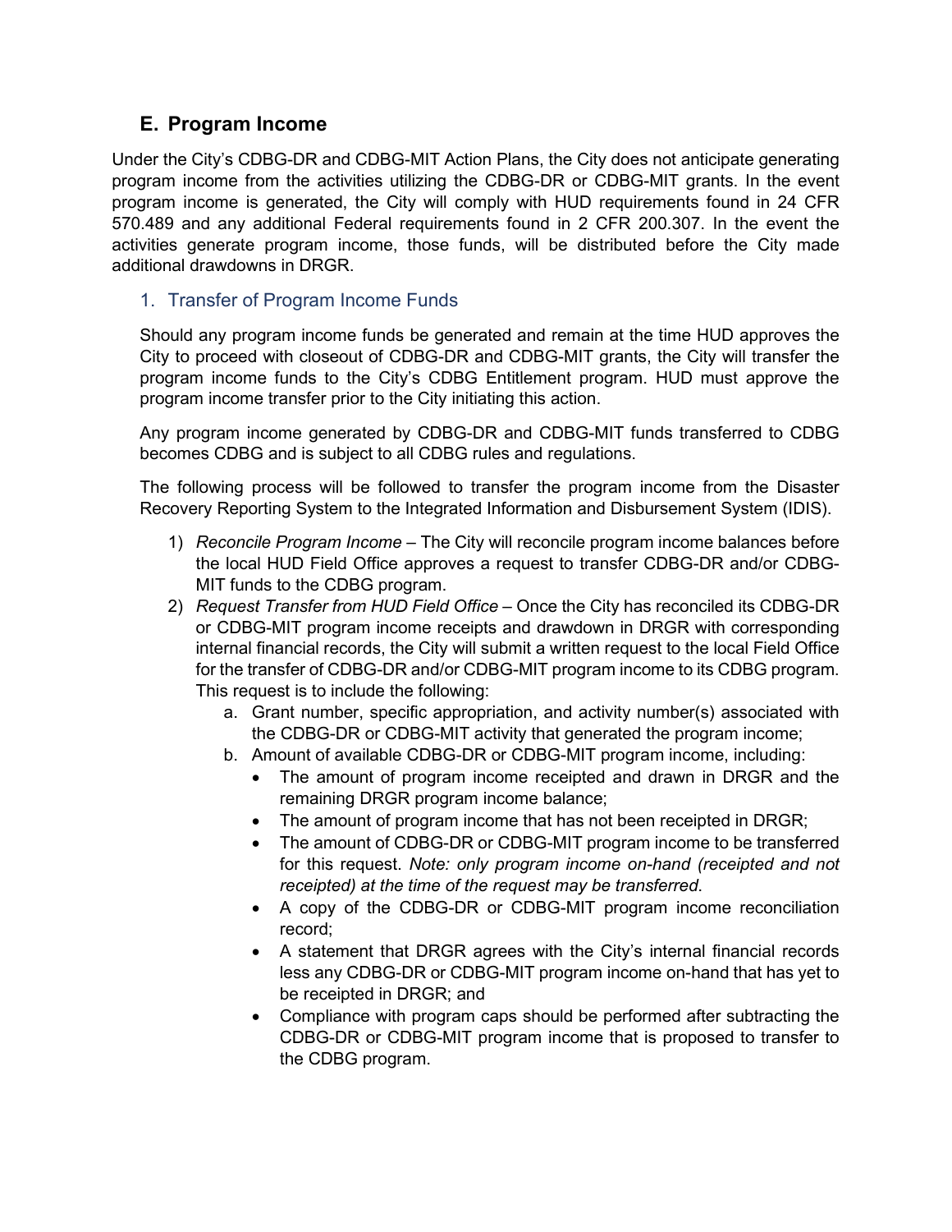## E. Program Income

Under the City's CDBG-DR and CDBG-MIT Action Plans, the City does not anticipate generating program income from the activities utilizing the CDBG-DR or CDBG-MIT grants. In the event program income is generated, the City will comply with HUD requirements found in 24 CFR 570.489 and any additional Federal requirements found in 2 CFR 200.307. In the event the activities generate program income, those funds, will be distributed before the City made additional drawdowns in DRGR.

### 1. Transfer of Program Income Funds

Should any program income funds be generated and remain at the time HUD approves the City to proceed with closeout of CDBG-DR and CDBG-MIT grants, the City will transfer the program income funds to the City's CDBG Entitlement program. HUD must approve the program income transfer prior to the City initiating this action.

Any program income generated by CDBG-DR and CDBG-MIT funds transferred to CDBG becomes CDBG and is subject to all CDBG rules and regulations.

The following process will be followed to transfer the program income from the Disaster Recovery Reporting System to the Integrated Information and Disbursement System (IDIS).

1) *Reconcile Program Income* – The City will reconcile program income balances before the local HUD Field Office approves a request to transfer CDBG-DR and/or CDBG-MIT funds to the CDBG program.
2) *Request Transfer from HUD Field Office* – Once the City has reconciled its CDBG-DR or CDBG-MIT program income receipts and drawdown in DRGR with corresponding internal financial records, the City will submit a written request to the local Field Office for the transfer of CDBG-DR and/or CDBG-MIT program income to its CDBG program. This request is to include the following:
    a. Grant number, specific appropriation, and activity number(s) associated with the CDBG-DR or CDBG-MIT activity that generated the program income;
    b. Amount of available CDBG-DR or CDBG-MIT program income, including:
        - The amount of program income receipted and drawn in DRGR and the remaining DRGR program income balance;
        - The amount of program income that has not been receipted in DRGR;
        - The amount of CDBG-DR or CDBG-MIT program income to be transferred for this request. *Note: only program income on-hand (receipted and not receipted) at the time of the request may be transferred.*
        - A copy of the CDBG-DR or CDBG-MIT program income reconciliation record;
        - A statement that DRGR agrees with the City's internal financial records less any CDBG-DR or CDBG-MIT program income on-hand that has yet to be receipted in DRGR; and
        - Compliance with program caps should be performed after subtracting the CDBG-DR or CDBG-MIT program income that is proposed to transfer to the CDBG program.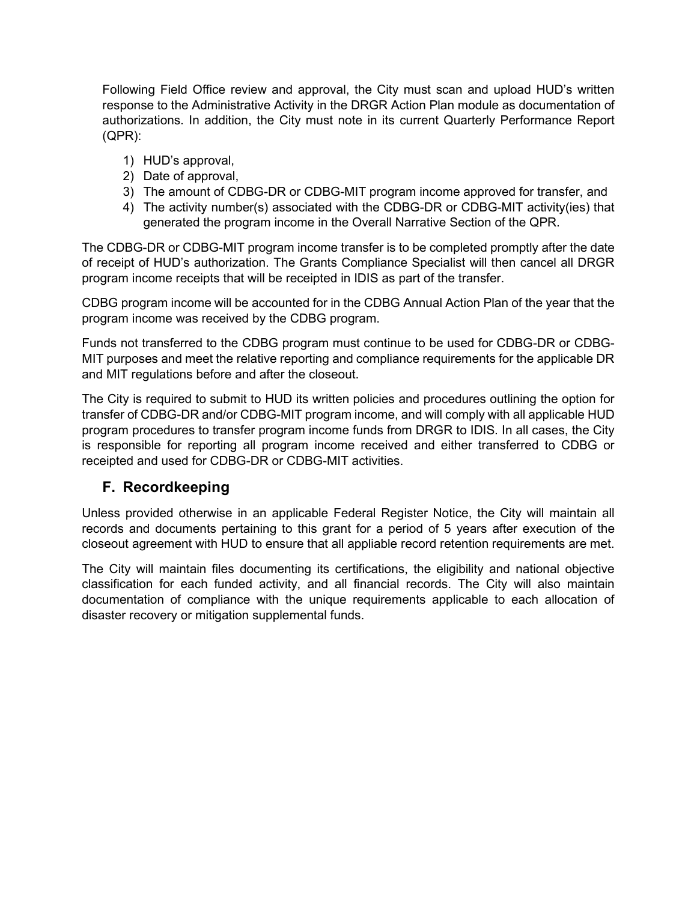Following Field Office review and approval, the City must scan and upload HUD's written response to the Administrative Activity in the DRGR Action Plan module as documentation of authorizations. In addition, the City must note in its current Quarterly Performance Report (QPR):

1) HUD's approval,
2) Date of approval,
3) The amount of CDBG-DR or CDBG-MIT program income approved for transfer, and
4) The activity number(s) associated with the CDBG-DR or CDBG-MIT activity(ies) that generated the program income in the Overall Narrative Section of the QPR.

The CDBG-DR or CDBG-MIT program income transfer is to be completed promptly after the date of receipt of HUD's authorization. The Grants Compliance Specialist will then cancel all DRGR program income receipts that will be receipted in IDIS as part of the transfer.

CDBG program income will be accounted for in the CDBG Annual Action Plan of the year that the program income was received by the CDBG program.

Funds not transferred to the CDBG program must continue to be used for CDBG-DR or CDBG-MIT purposes and meet the relative reporting and compliance requirements for the applicable DR and MIT regulations before and after the closeout.

The City is required to submit to HUD its written policies and procedures outlining the option for transfer of CDBG-DR and/or CDBG-MIT program income, and will comply with all applicable HUD program procedures to transfer program income funds from DRGR to IDIS. In all cases, the City is responsible for reporting all program income received and either transferred to CDBG or receipted and used for CDBG-DR or CDBG-MIT activities.

## F. Recordkeeping

Unless provided otherwise in an applicable Federal Register Notice, the City will maintain all records and documents pertaining to this grant for a period of 5 years after execution of the closeout agreement with HUD to ensure that all appliable record retention requirements are met.

The City will maintain files documenting its certifications, the eligibility and national objective classification for each funded activity, and all financial records. The City will also maintain documentation of compliance with the unique requirements applicable to each allocation of disaster recovery or mitigation supplemental funds.